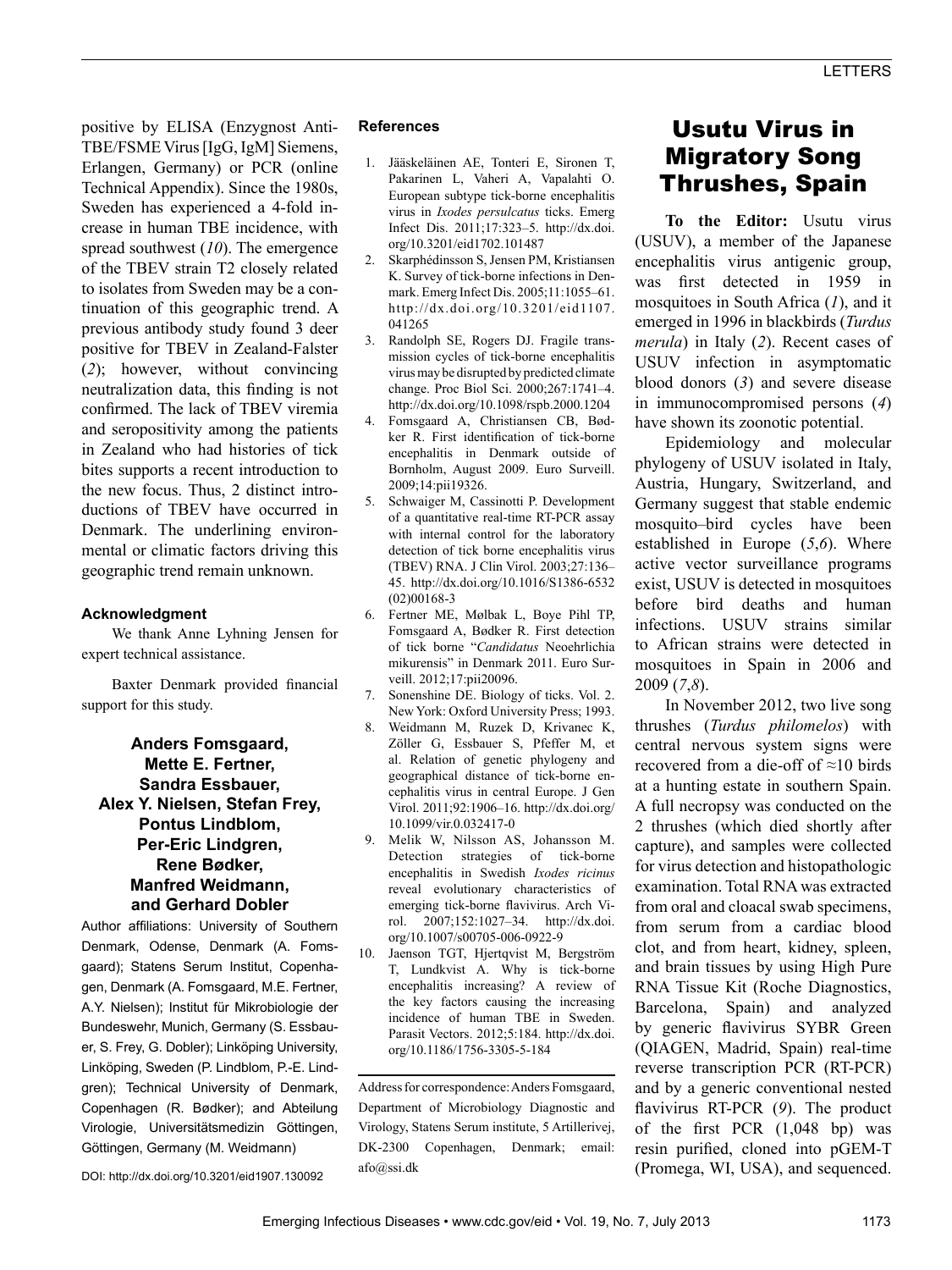positive by ELISA (Enzygnost Anti-TBE/FSME Virus [IgG, IgM] Siemens, Erlangen, Germany) or PCR (online Technical Appendix). Since the 1980s, Sweden has experienced a 4-fold increase in human TBE incidence, with spread southwest (*10*). The emergence of the TBEV strain T2 closely related to isolates from Sweden may be a continuation of this geographic trend. A previous antibody study found 3 deer positive for TBEV in Zealand-Falster (*2*); however, without convincing neutralization data, this finding is not confirmed. The lack of TBEV viremia and seropositivity among the patients in Zealand who had histories of tick bites supports a recent introduction to the new focus. Thus, 2 distinct introductions of TBEV have occurred in Denmark. The underlining environmental or climatic factors driving this geographic trend remain unknown.

#### Acknowledgment

We thank Anne Lyhning Jensen for expert technical assistance.

Baxter Denmark provided financial support for this study.

**Anders Fomsgaard, Mette E. Fertner, Sandra Essbauer, Alex Y. Nielsen, Stefan Frey, Pontus Lindblom, Per-Eric Lindgren, Rene Bødker, Manfred Weidmann, and Gerhard Dobler**

Author affiliations: University of Southern Denmark, Odense, Denmark (A. Fomsgaard); Statens Serum Institut, Copenhagen, Denmark (A. Fomsgaard, M.E. Fertner, A.Y. Nielsen); Institut für Mikrobiologie der Bundeswehr, Munich, Germany (S. Essbauer, S. Frey, G. Dobler); Linköping University, Linköping, Sweden (P. Lindblom, P.-E. Lindgren); Technical University of Denmark, Copenhagen (R. Bødker); and Abteilung Virologie, Universitätsmedizin Göttingen, Göttingen, Germany (M. Weidmann)

DOI: http://dx.doi.org/10.3201/eid1907.130092

#### References

1. Jääskeläinen AE, Tonteri E, Sironen T, Pakarinen L, Vaheri A, Vapalahti O. European subtype tick-borne encephalitis virus in *Ixodes persulcatus* ticks. Emerg Infect Dis. 2011;17:323–5. http://dx.doi.org/10.3201/eid1702.101487
2. Skarphédinsson S, Jensen PM, Kristiansen K. Survey of tick-borne infections in Denmark. Emerg Infect Dis. 2005;11:1055–61. http://dx.doi.org/10.3201/eid1107.041265
3. Randolph SE, Rogers DJ. Fragile transmission cycles of tick-borne encephalitis virus may be disrupted by predicted climate change. Proc Biol Sci. 2000;267:1741–4. http://dx.doi.org/10.1098/rspb.2000.1204
4. Fomsgaard A, Christiansen CB, Bødker R. First identification of tick-borne encephalitis in Denmark outside of Bornholm, August 2009. Euro Surveill. 2009;14:pii19326.
5. Schwaiger M, Cassinotti P. Development of a quantitative real-time RT-PCR assay with internal control for the laboratory detection of tick borne encephalitis virus (TBEV) RNA. J Clin Virol. 2003;27:136–45. http://dx.doi.org/10.1016/S1386-6532(02)00168-3
6. Fertner ME, Mølbak L, Boye Pihl TP, Fomsgaard A, Bødker R. First detection of tick borne "*Candidatus* Neoehrlichia mikurensis" in Denmark 2011. Euro Surveill. 2012;17:pii20096.
7. Sonenshine DE. Biology of ticks. Vol. 2. New York: Oxford University Press; 1993.
8. Weidmann M, Ruzek D, Krivanec K, Zöller G, Essbauer S, Pfeffer M, et al. Relation of genetic phylogeny and geographical distance of tick-borne encephalitis virus in central Europe. J Gen Virol. 2011;92:1906–16. http://dx.doi.org/10.1099/vir.0.032417-0
9. Melik W, Nilsson AS, Johansson M. Detection strategies of tick-borne encephalitis in Swedish *Ixodes ricinus* reveal evolutionary characteristics of emerging tick-borne flavivirus. Arch Virol. 2007;152:1027–34. http://dx.doi.org/10.1007/s00705-006-0922-9
10. Jaenson TGT, Hjertqvist M, Bergström T, Lundkvist A. Why is tick-borne encephalitis increasing? A review of the key factors causing the increasing incidence of human TBE in Sweden. Parasit Vectors. 2012;5:184. http://dx.doi.org/10.1186/1756-3305-5-184

Address for correspondence: Anders Fomsgaard, Department of Microbiology Diagnostic and Virology, Statens Serum institute, 5 Artillerivej, DK-2300 Copenhagen, Denmark; email: afo@ssi.dk

# Usutu Virus in Migratory Song Thrushes, Spain

**To the Editor:** Usutu virus (USUV), a member of the Japanese encephalitis virus antigenic group, was first detected in 1959 in mosquitoes in South Africa (*1*), and it emerged in 1996 in blackbirds (*Turdus merula*) in Italy (*2*). Recent cases of USUV infection in asymptomatic blood donors (*3*) and severe disease in immunocompromised persons (*4*) have shown its zoonotic potential.

Epidemiology and molecular phylogeny of USUV isolated in Italy, Austria, Hungary, Switzerland, and Germany suggest that stable endemic mosquito–bird cycles have been established in Europe (*5*,*6*). Where active vector surveillance programs exist, USUV is detected in mosquitoes before bird deaths and human infections. USUV strains similar to African strains were detected in mosquitoes in Spain in 2006 and 2009 (*7*,*8*).

In November 2012, two live song thrushes (*Turdus philomelos*) with central nervous system signs were recovered from a die-off of ≈10 birds at a hunting estate in southern Spain. A full necropsy was conducted on the 2 thrushes (which died shortly after capture), and samples were collected for virus detection and histopathologic examination. Total RNA was extracted from oral and cloacal swab specimens, from serum from a cardiac blood clot, and from heart, kidney, spleen, and brain tissues by using High Pure RNA Tissue Kit (Roche Diagnostics, Barcelona, Spain) and analyzed by generic flavivirus SYBR Green (QIAGEN, Madrid, Spain) real-time reverse transcription PCR (RT-PCR) and by a generic conventional nested flavivirus RT-PCR (*9*). The product of the first PCR (1,048 bp) was resin purified, cloned into pGEM-T (Promega, WI, USA), and sequenced.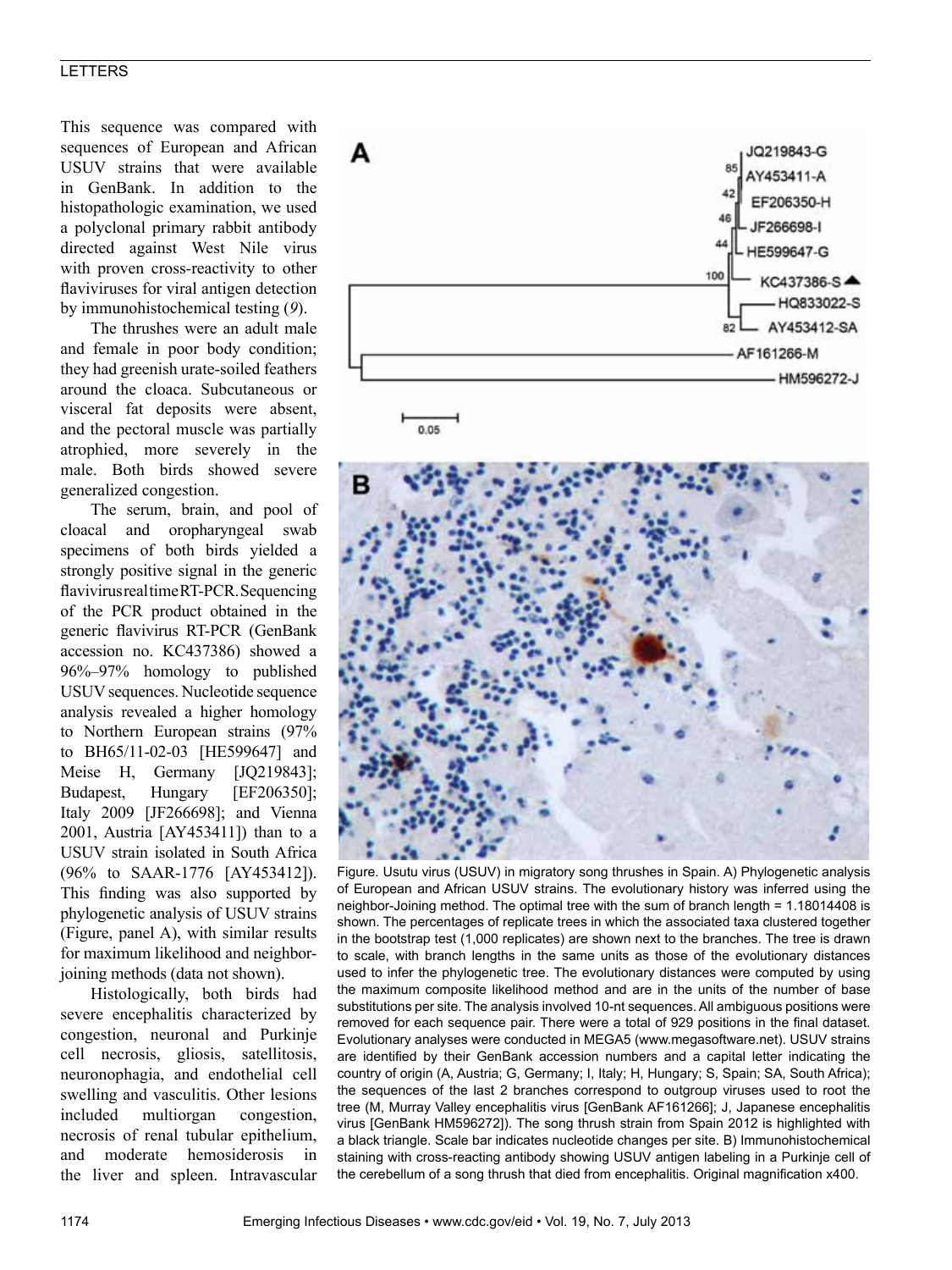This sequence was compared with sequences of European and African USUV strains that were available in GenBank. In addition to the histopathologic examination, we used a polyclonal primary rabbit antibody directed against West Nile virus with proven cross-reactivity to other flaviviruses for viral antigen detection by immunohistochemical testing (*9*).

The thrushes were an adult male and female in poor body condition; they had greenish urate-soiled feathers around the cloaca. Subcutaneous or visceral fat deposits were absent, and the pectoral muscle was partially atrophied, more severely in the male. Both birds showed severe generalized congestion.

The serum, brain, and pool of cloacal and oropharyngeal swab specimens of both birds yielded a strongly positive signal in the generic flavivirus real time RT-PCR. Sequencing of the PCR product obtained in the generic flavivirus RT-PCR (GenBank accession no. KC437386) showed a 96%–97% homology to published USUV sequences. Nucleotide sequence analysis revealed a higher homology to Northern European strains (97% to BH65/11-02-03 [HE599647] and Meise H, Germany [JQ219843]; Budapest, Hungary [EF206350]; Italy 2009 [JF266698]; and Vienna 2001, Austria [AY453411]) than to a USUV strain isolated in South Africa (96% to SAAR-1776 [AY453412]). This finding was also supported by phylogenetic analysis of USUV strains (Figure, panel A), with similar results for maximum likelihood and neighbor-joining methods (data not shown).

Histologically, both birds had severe encephalitis characterized by congestion, neuronal and Purkinje cell necrosis, gliosis, satellitosis, neuronophagia, and endothelial cell swelling and vasculitis. Other lesions included multiorgan congestion, necrosis of renal tubular epithelium, and moderate hemosiderosis in the liver and spleen. Intravascular

Figure. Usutu virus (USUV) in migratory song thrushes in Spain. A) Phylogenetic analysis of European and African USUV strains. The evolutionary history was inferred using the neighbor-Joining method. The optimal tree with the sum of branch length = 1.18014408 is shown. The percentages of replicate trees in which the associated taxa clustered together in the bootstrap test (1,000 replicates) are shown next to the branches. The tree is drawn to scale, with branch lengths in the same units as those of the evolutionary distances used to infer the phylogenetic tree. The evolutionary distances were computed by using the maximum composite likelihood method and are in the units of the number of base substitutions per site. The analysis involved 10-nt sequences. All ambiguous positions were removed for each sequence pair. There were a total of 929 positions in the final dataset. Evolutionary analyses were conducted in MEGA5 (www.megasoftware.net). USUV strains are identified by their GenBank accession numbers and a capital letter indicating the country of origin (A, Austria; G, Germany; I, Italy; H, Hungary; S, Spain; SA, South Africa); the sequences of the last 2 branches correspond to outgroup viruses used to root the tree (M, Murray Valley encephalitis virus [GenBank AF161266]; J, Japanese encephalitis virus [GenBank HM596272]). The song thrush strain from Spain 2012 is highlighted with a black triangle. Scale bar indicates nucleotide changes per site. B) Immunohistochemical staining with cross-reacting antibody showing USUV antigen labeling in a Purkinje cell of the cerebellum of a song thrush that died from encephalitis. Original magnification x400.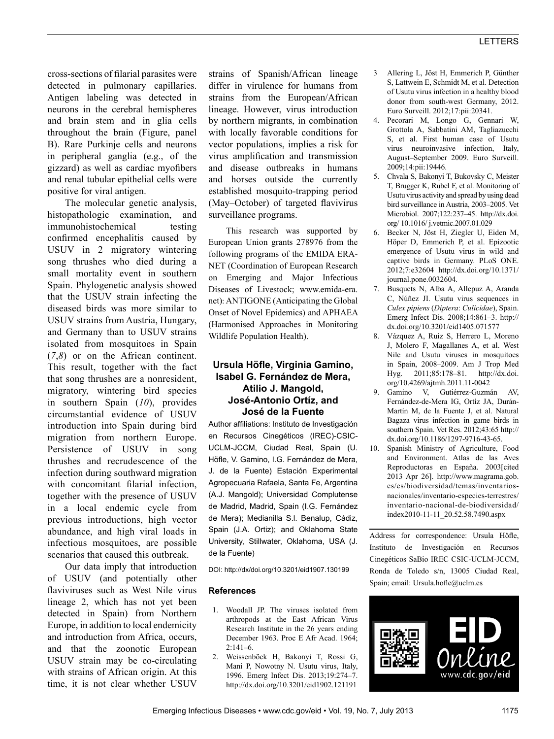cross-sections of filarial parasites were detected in pulmonary capillaries. Antigen labeling was detected in neurons in the cerebral hemispheres and brain stem and in glia cells throughout the brain (Figure, panel B). Rare Purkinje cells and neurons in peripheral ganglia (e.g., of the gizzard) as well as cardiac myofibers and renal tubular epithelial cells were positive for viral antigen.

The molecular genetic analysis, histopathologic examination, and immunohistochemical testing confirmed encephalitis caused by USUV in 2 migratory wintering song thrushes who died during a small mortality event in southern Spain. Phylogenetic analysis showed that the USUV strain infecting the diseased birds was more similar to USUV strains from Austria, Hungary, and Germany than to USUV strains isolated from mosquitoes in Spain (*7*,*8*) or on the African continent. This result, together with the fact that song thrushes are a nonresident, migratory, wintering bird species in southern Spain (*10*), provides circumstantial evidence of USUV introduction into Spain during bird migration from northern Europe. Persistence of USUV in song thrushes and recrudescence of the infection during southward migration with concomitant filarial infection, together with the presence of USUV in a local endemic cycle from previous introductions, high vector abundance, and high viral loads in infectious mosquitoes, are possible scenarios that caused this outbreak.

Our data imply that introduction of USUV (and potentially other flaviviruses such as West Nile virus lineage 2, which has not yet been detected in Spain) from Northern Europe, in addition to local endemicity and introduction from Africa, occurs, and that the zoonotic European USUV strain may be co-circulating with strains of African origin. At this time, it is not clear whether USUV strains of Spanish/African lineage differ in virulence for humans from strains from the European/African lineage. However, virus introduction by northern migrants, in combination with locally favorable conditions for vector populations, implies a risk for virus amplification and transmission and disease outbreaks in humans and horses outside the currently established mosquito-trapping period (May–October) of targeted flavivirus surveillance programs.

This research was supported by European Union grants 278976 from the following programs of the EMIDA ERA-NET (Coordination of European Research on Emerging and Major Infectious Diseases of Livestock; www.emida-era.net): ANTIGONE (Anticipating the Global Onset of Novel Epidemics) and APHAEA (Harmonised Approaches in Monitoring Wildlife Population Health).

**Ursula Höfle, Virginia Gamino, Isabel G. Fernández de Mera, Atilio J. Mangold, José-Antonio Ortíz, and José de la Fuente**

Author affiliations: Instituto de Investigación en Recursos Cinegéticos (IREC)-CSIC-UCLM-JCCM, Ciudad Real, Spain (U. Höfle, V. Gamino, I.G. Fernández de Mera, J. de la Fuente) Estación Experimental Agropecuaria Rafaela, Santa Fe, Argentina (A.J. Mangold); Universidad Complutense de Madrid, Madrid, Spain (I.G. Fernández de Mera); Medianilla S.l. Benalup, Cádiz, Spain (J.A. Ortiz); and Oklahoma State University, Stillwater, Oklahoma, USA (J. de la Fuente)

DOI: http://dx/doi.org/10.3201/eid1907.130199

### References

1. Woodall JP. The viruses isolated from arthropods at the East African Virus Research Institute in the 26 years ending December 1963. Proc E Afr Acad. 1964; 2:141–6.
2. Weissenböck H, Bakonyi T, Rossi G, Mani P, Nowotny N. Usutu virus, Italy, 1996. Emerg Infect Dis. 2013;19:274–7. http://dx.doi.org/10.3201/eid1902.121191
3. Allering L, Jöst H, Emmerich P, Günther S, Lattwein E, Schmidt M, et al. Detection of Usutu virus infection in a healthy blood donor from south-west Germany, 2012. Euro Surveill. 2012;17:pii:20341.
4. Pecorari M, Longo G, Gennari W, Grottola A, Sabbatini AM, Tagliazucchi S, et al. First human case of Usutu virus neuroinvasive infection, Italy, August–September 2009. Euro Surveill. 2009;14:pii:19446.
5. Chvala S, Bakonyi T, Bukovsky C, Meister T, Brugger K, Rubel F, et al. Monitoring of Usutu virus activity and spread by using dead bird surveillance in Austria, 2003–2005. Vet Microbiol. 2007;122:237–45. http://dx.doi.org/ 10.1016/ j.vetmic.2007.01.029
6. Becker N, Jöst H, Ziegler U, Eiden M, Höper D, Emmerich P, et al. Epizootic emergence of Usutu virus in wild and captive birds in Germany. PLoS ONE. 2012;7:e32604 http://dx.doi.org/10.1371/journal.pone.0032604.
7. Busquets N, Alba A, Allepuz A, Aranda C, Núñez JI. Usutu virus sequences in *Culex pipiens* (*Diptera*: *Culicidae*), Spain. Emerg Infect Dis. 2008;14:861–3. http://dx.doi.org/10.3201/eid1405.071577
8. Vázquez A, Ruiz S, Herrero L, Moreno J, Molero F, Magallanes A, et al. West Nile and Usutu viruses in mosquitoes in Spain, 2008–2009. Am J Trop Med Hyg. 2011;85:178–81. http://dx.doi.org/10.4269/ajtmh.2011.11-0042
9. Gamino V, Gutiérrez-Guzmán AV, Fernández-de-Mera IG, Ortíz JA, Durán-Martín M, de la Fuente J, et al. Natural Bagaza virus infection in game birds in southern Spain. Vet Res. 2012;43:65 http://dx.doi.org/10.1186/1297-9716-43-65.
10. Spanish Ministry of Agriculture, Food and Environment. Atlas de las Aves Reproductoras en España. 2003[cited 2013 Apr 26]. http://www.magrama.gob.es/es/biodiversidad/temas/inventarios-nacionales/inventario-especies-terrestres/inventario-nacional-de-biodiversidad/index2010-11-11_20.52.58.7490.aspx

Address for correspondence: Ursula Höfle, Instituto de Investigación en Recursos Cinegéticos SaBio IREC CSIC-UCLM-JCCM, Ronda de Toledo s/n, 13005 Ciudad Real, Spain; email: Ursula.hofle@uclm.es

EID Online
www.cdc.gov/eid